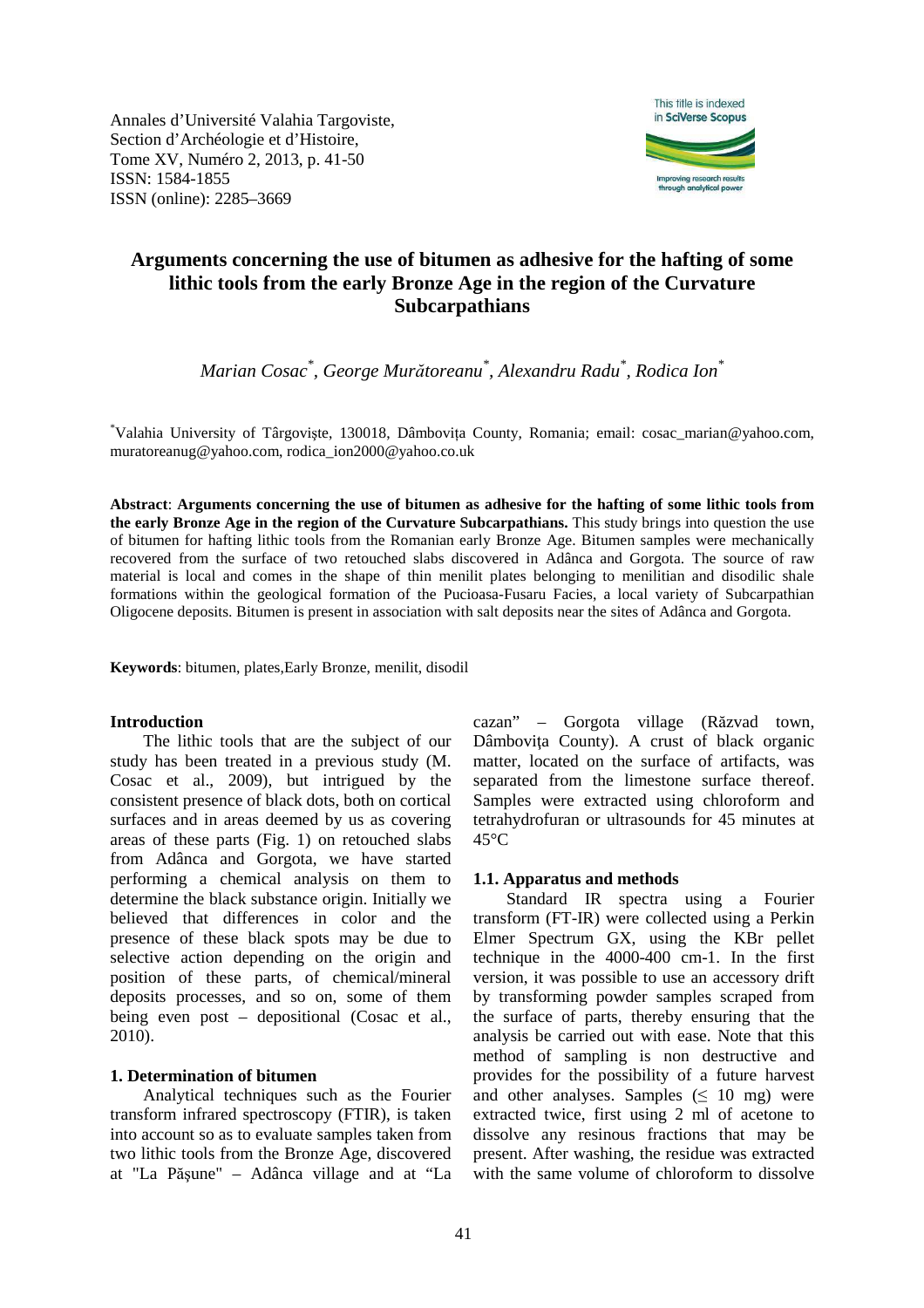Annales d'Université Valahia Targoviste,
Section d'Archéologie et d'Histoire,
Tome XV, Numéro 2, 2013, p. 41-50
ISSN: 1584-1855
ISSN (online): 2285–3669

# Arguments concerning the use of bitumen as adhesive for the hafting of some lithic tools from the early Bronze Age in the region of the Curvature Subcarpathians

*Marian Cosac*[*], *George Murătoreanu*[*], *Alexandru Radu*[*], *Rodica Ion*[*]

[*]Valahia University of Târgovişte, 130018, Dâmboviţa County, Romania; email: cosac_marian@yahoo.com, muratoreanug@yahoo.com, rodica_ion2000@yahoo.co.uk

**Abstract**: **Arguments concerning the use of bitumen as adhesive for the hafting of some lithic tools from the early Bronze Age in the region of the Curvature Subcarpathians.** This study brings into question the use of bitumen for hafting lithic tools from the Romanian early Bronze Age. Bitumen samples were mechanically recovered from the surface of two retouched slabs discovered in Adânca and Gorgota. The source of raw material is local and comes in the shape of thin menilit plates belonging to menilitian and disodilic shale formations within the geological formation of the Pucioasa-Fusaru Facies, a local variety of Subcarpathian Oligocene deposits. Bitumen is present in association with salt deposits near the sites of Adânca and Gorgota.

**Keywords**: bitumen, plates,Early Bronze, menilit, disodil

## Introduction

The lithic tools that are the subject of our study has been treated in a previous study (M. Cosac et al., 2009), but intrigued by the consistent presence of black dots, both on cortical surfaces and in areas deemed by us as covering areas of these parts (Fig. 1) on retouched slabs from Adânca and Gorgota, we have started performing a chemical analysis on them to determine the black substance origin. Initially we believed that differences in color and the presence of these black spots may be due to selective action depending on the origin and position of these parts, of chemical/mineral deposits processes, and so on, some of them being even post – depositional (Cosac et al., 2010).

## 1. Determination of bitumen

Analytical techniques such as the Fourier transform infrared spectroscopy (FTIR), is taken into account so as to evaluate samples taken from two lithic tools from the Bronze Age, discovered at "La Păşune" – Adânca village and at "La cazan" – Gorgota village (Răzvad town, Dâmboviţa County). A crust of black organic matter, located on the surface of artifacts, was separated from the limestone surface thereof. Samples were extracted using chloroform and tetrahydrofuran or ultrasounds for 45 minutes at 45°C

### 1.1. Apparatus and methods

Standard IR spectra using a Fourier transform (FT-IR) were collected using a Perkin Elmer Spectrum GX, using the KBr pellet technique in the 4000-400 cm-1. In the first version, it was possible to use an accessory drift by transforming powder samples scraped from the surface of parts, thereby ensuring that the analysis be carried out with ease. Note that this method of sampling is non destructive and provides for the possibility of a future harvest and other analyses. Samples ($\leq$ 10 mg) were extracted twice, first using 2 ml of acetone to dissolve any resinous fractions that may be present. After washing, the residue was extracted with the same volume of chloroform to dissolve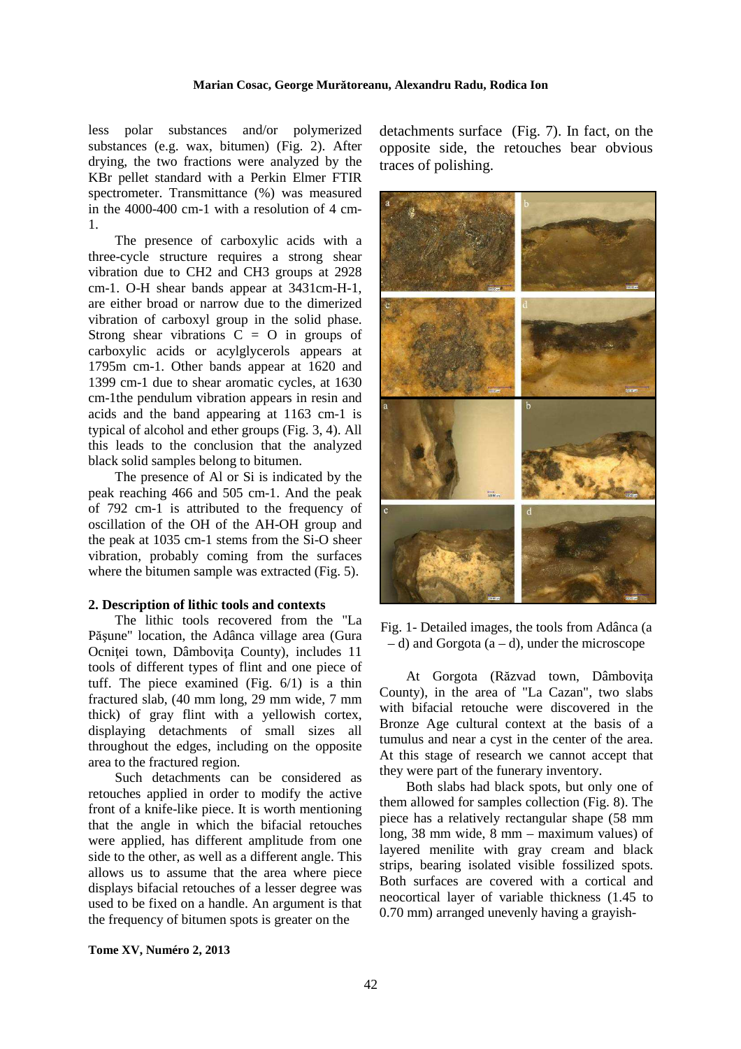less polar substances and/or polymerized substances (e.g. wax, bitumen) (Fig. 2). After drying, the two fractions were analyzed by the KBr pellet standard with a Perkin Elmer FTIR spectrometer. Transmittance (%) was measured in the 4000-400 cm-1 with a resolution of 4 cm-1.

The presence of carboxylic acids with a three-cycle structure requires a strong shear vibration due to CH2 and CH3 groups at 2928 cm-1. O-H shear bands appear at 3431cm-H-1, are either broad or narrow due to the dimerized vibration of carboxyl group in the solid phase. Strong shear vibrations C = O in groups of carboxylic acids or acylglycerols appears at 1795m cm-1. Other bands appear at 1620 and 1399 cm-1 due to shear aromatic cycles, at 1630 cm-1the pendulum vibration appears in resin and acids and the band appearing at 1163 cm-1 is typical of alcohol and ether groups (Fig. 3, 4). All this leads to the conclusion that the analyzed black solid samples belong to bitumen.

The presence of Al or Si is indicated by the peak reaching 466 and 505 cm-1. And the peak of 792 cm-1 is attributed to the frequency of oscillation of the OH of the AH-OH group and the peak at 1035 cm-1 stems from the Si-O sheer vibration, probably coming from the surfaces where the bitumen sample was extracted (Fig. 5).

## 2. Description of lithic tools and contexts

The lithic tools recovered from the "La Pășune" location, the Adânca village area (Gura Ocniței town, Dâmbovița County), includes 11 tools of different types of flint and one piece of tuff. The piece examined (Fig. 6/1) is a thin fractured slab, (40 mm long, 29 mm wide, 7 mm thick) of gray flint with a yellowish cortex, displaying detachments of small sizes all throughout the edges, including on the opposite area to the fractured region.

Such detachments can be considered as retouches applied in order to modify the active front of a knife-like piece. It is worth mentioning that the angle in which the bifacial retouches were applied, has different amplitude from one side to the other, as well as a different angle. This allows us to assume that the area where piece displays bifacial retouches of a lesser degree was used to be fixed on a handle. An argument is that the frequency of bitumen spots is greater on the detachments surface (Fig. 7). In fact, on the opposite side, the retouches bear obvious traces of polishing.

Fig. 1- Detailed images, the tools from Adânca (a – d) and Gorgota (a – d), under the microscope

At Gorgota (Răzvad town, Dâmbovița County), in the area of "La Cazan", two slabs with bifacial retouche were discovered in the Bronze Age cultural context at the basis of a tumulus and near a cyst in the center of the area. At this stage of research we cannot accept that they were part of the funerary inventory.

Both slabs had black spots, but only one of them allowed for samples collection (Fig. 8). The piece has a relatively rectangular shape (58 mm long, 38 mm wide, 8 mm – maximum values) of layered menilite with gray cream and black strips, bearing isolated visible fossilized spots. Both surfaces are covered with a cortical and neocortical layer of variable thickness (1.45 to 0.70 mm) arranged unevenly having a grayish-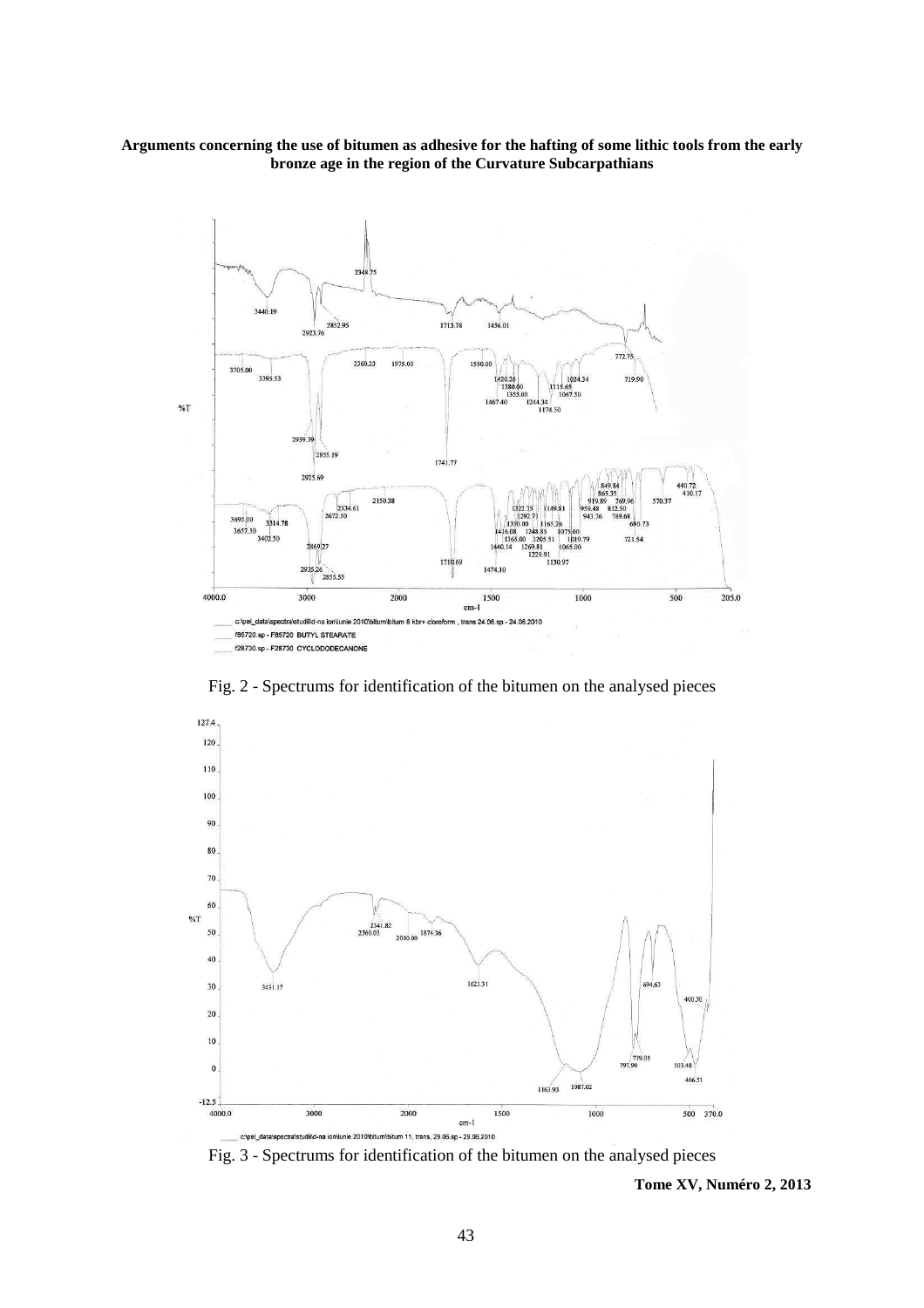Fig. 2 - Spectrums for identification of the bitumen on the analysed pieces

Fig. 3 - Spectrums for identification of the bitumen on the analysed pieces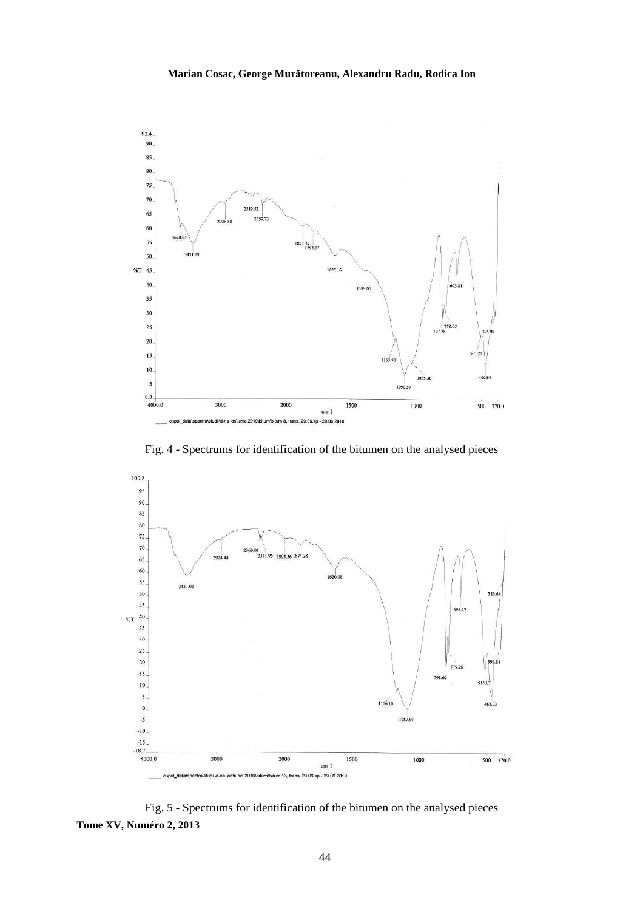Fig. 4 - Spectrums for identification of the bitumen on the analysed pieces

Fig. 5 - Spectrums for identification of the bitumen on the analysed pieces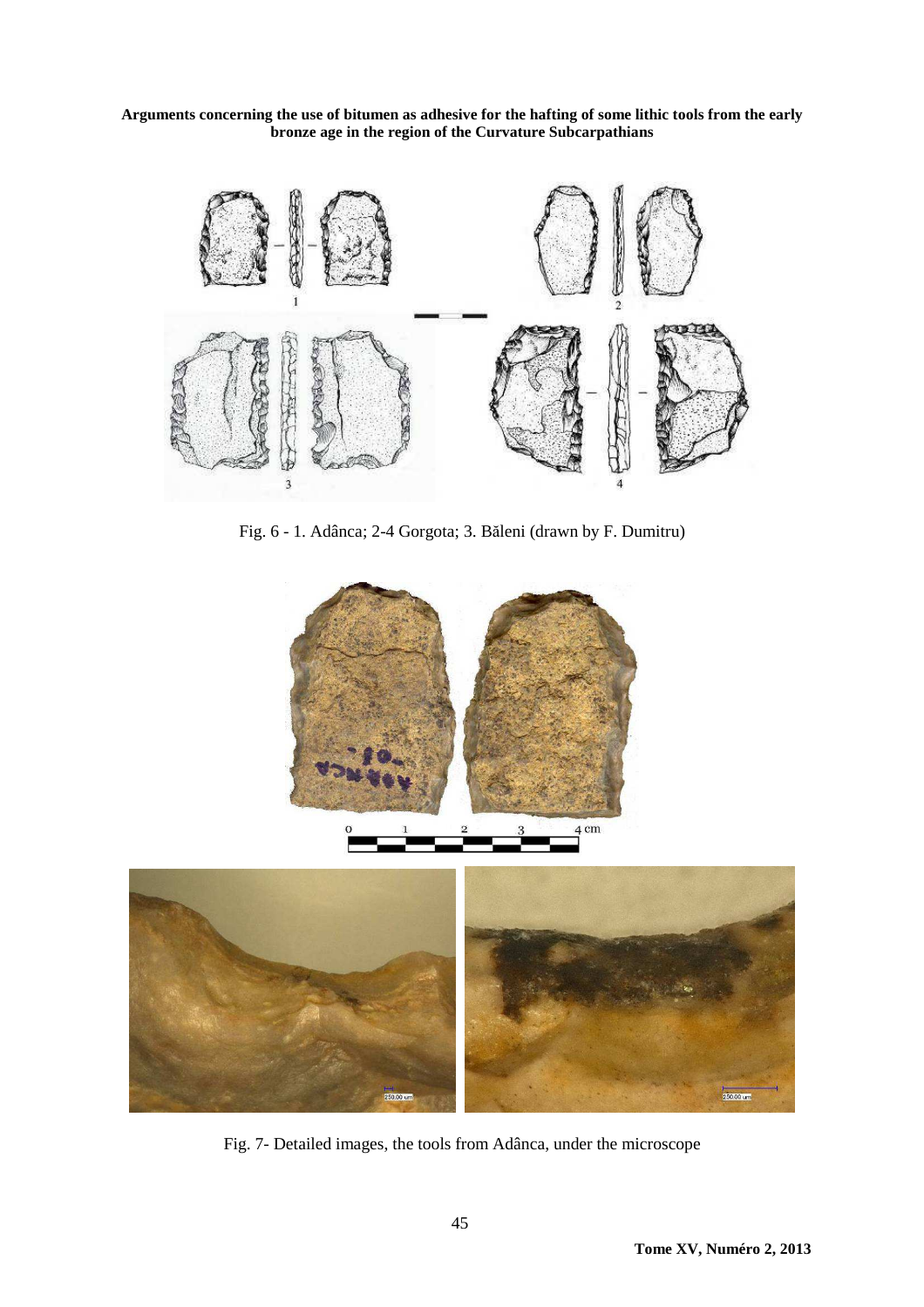Fig. 6 - 1. Adânca; 2-4 Gorgota; 3. Băleni (drawn by F. Dumitru)

Fig. 7- Detailed images, the tools from Adânca, under the microscope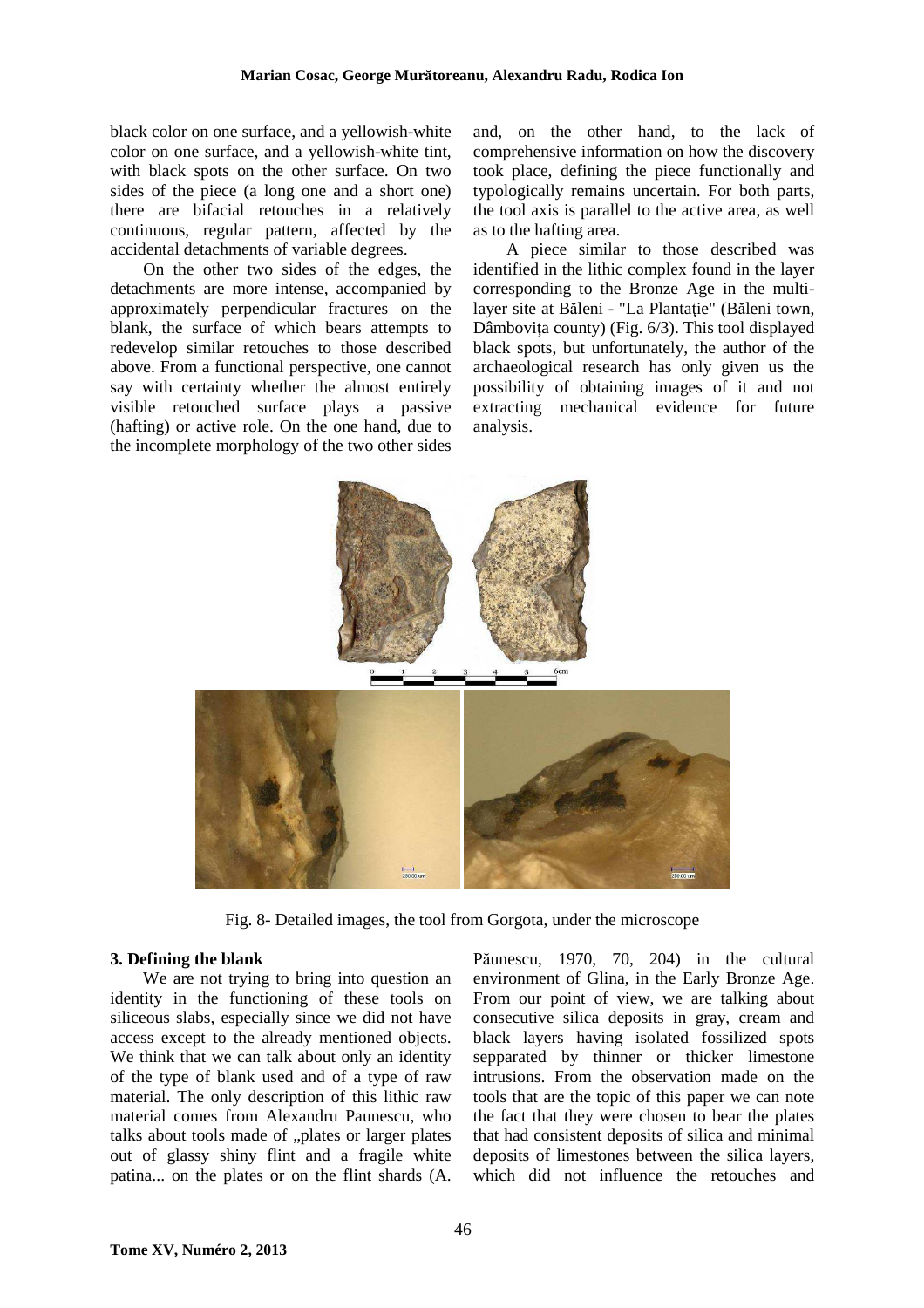black color on one surface, and a yellowish-white color on one surface, and a yellowish-white tint, with black spots on the other surface. On two sides of the piece (a long one and a short one) there are bifacial retouches in a relatively continuous, regular pattern, affected by the accidental detachments of variable degrees.

On the other two sides of the edges, the detachments are more intense, accompanied by approximately perpendicular fractures on the blank, the surface of which bears attempts to redevelop similar retouches to those described above. From a functional perspective, one cannot say with certainty whether the almost entirely visible retouched surface plays a passive (hafting) or active role. On the one hand, due to the incomplete morphology of the two other sides and, on the other hand, to the lack of comprehensive information on how the discovery took place, defining the piece functionally and typologically remains uncertain. For both parts, the tool axis is parallel to the active area, as well as to the hafting area.

A piece similar to those described was identified in the lithic complex found in the layer corresponding to the Bronze Age in the multi-layer site at Băleni - "La Plantaţie" (Băleni town, Dâmboviţa county) (Fig. 6/3). This tool displayed black spots, but unfortunately, the author of the archaeological research has only given us the possibility of obtaining images of it and not extracting mechanical evidence for future analysis.

Fig. 8- Detailed images, the tool from Gorgota, under the microscope

### 3. Defining the blank

We are not trying to bring into question an identity in the functioning of these tools on siliceous slabs, especially since we did not have access except to the already mentioned objects. We think that we can talk about only an identity of the type of blank used and of a type of raw material. The only description of this lithic raw material comes from Alexandru Paunescu, who talks about tools made of „plates or larger plates out of glassy shiny flint and a fragile white patina... on the plates or on the flint shards (A. Păunescu, 1970, 70, 204) in the cultural environment of Glina, in the Early Bronze Age. From our point of view, we are talking about consecutive silica deposits in gray, cream and black layers having isolated fossilized spots sepparated by thinner or thicker limestone intrusions. From the observation made on the tools that are the topic of this paper we can note the fact that they were chosen to bear the plates that had consistent deposits of silica and minimal deposits of limestones between the silica layers, which did not influence the retouches and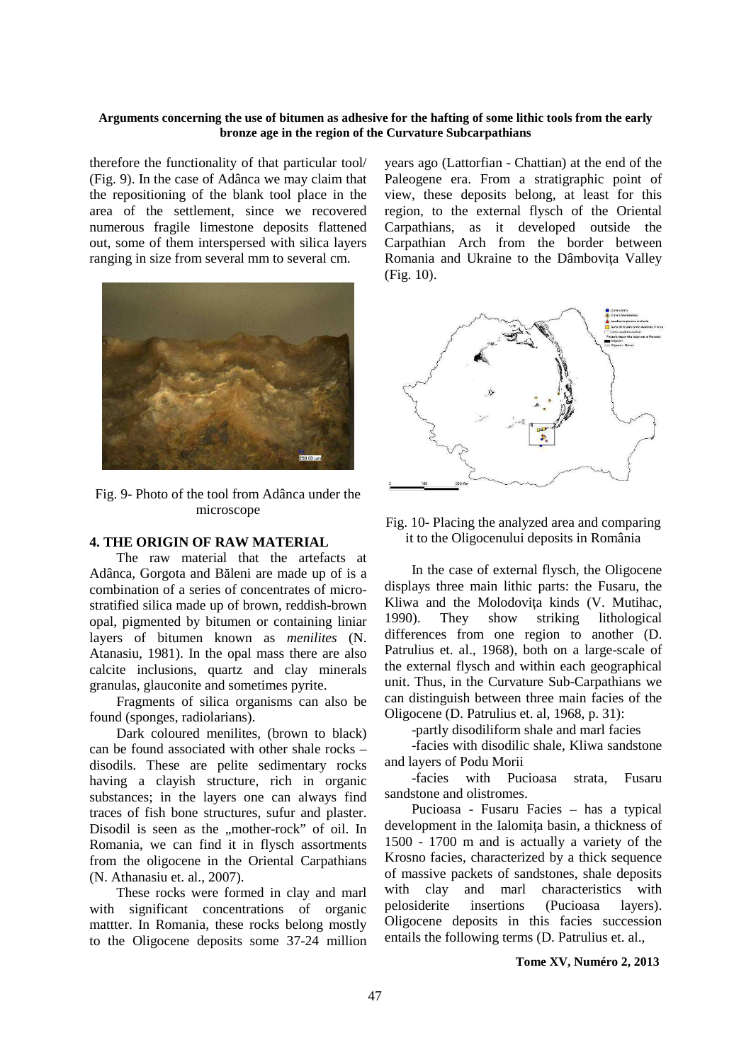therefore the functionality of that particular tool/ (Fig. 9). In the case of Adânca we may claim that the repositioning of the blank tool place in the area of the settlement, since we recovered numerous fragile limestone deposits flattened out, some of them interspersed with silica layers ranging in size from several mm to several cm.

Fig. 9- Photo of the tool from Adânca under the microscope

## 4. THE ORIGIN OF RAW MATERIAL

The raw material that the artefacts at Adânca, Gorgota and Băleni are made up of is a combination of a series of concentrates of micro-stratified silica made up of brown, reddish-brown opal, pigmented by bitumen or containing liniar layers of bitumen known as *menilites* (N. Atanasiu, 1981). In the opal mass there are also calcite inclusions, quartz and clay minerals granulas, glauconite and sometimes pyrite.

Fragments of silica organisms can also be found (sponges, radiolarians).

Dark coloured menilites, (brown to black) can be found associated with other shale rocks – disodils. These are pelite sedimentary rocks having a clayish structure, rich in organic substances; in the layers one can always find traces of fish bone structures, sufur and plaster. Disodil is seen as the „mother-rock" of oil. In Romania, we can find it in flysch assortments from the oligocene in the Oriental Carpathians (N. Athanasiu et. al., 2007).

These rocks were formed in clay and marl with significant concentrations of organic mattter. In Romania, these rocks belong mostly to the Oligocene deposits some 37-24 million years ago (Lattorfian - Chattian) at the end of the Paleogene era. From a stratigraphic point of view, these deposits belong, at least for this region, to the external flysch of the Oriental Carpathians, as it developed outside the Carpathian Arch from the border between Romania and Ukraine to the Dâmbovița Valley (Fig. 10).

Fig. 10- Placing the analyzed area and comparing it to the Oligocenului deposits in România

In the case of external flysch, the Oligocene displays three main lithic parts: the Fusaru, the Kliwa and the Molodovița kinds (V. Mutihac, 1990). They show striking lithological differences from one region to another (D. Patrulius et. al., 1968), both on a large-scale of the external flysch and within each geographical unit. Thus, in the Curvature Sub-Carpathians we can distinguish between three main facies of the Oligocene (D. Patrulius et. al, 1968, p. 31):

-partly disodiliform shale and marl facies

-facies with disodilic shale, Kliwa sandstone and layers of Podu Morii

-facies with Pucioasa strata, Fusaru sandstone and olistromes.

Pucioasa - Fusaru Facies – has a typical development in the Ialomița basin, a thickness of 1500 - 1700 m and is actually a variety of the Krosno facies, characterized by a thick sequence of massive packets of sandstones, shale deposits with clay and marl characteristics with pelosiderite insertions (Pucioasa layers). Oligocene deposits in this facies succession entails the following terms (D. Patrulius et. al.,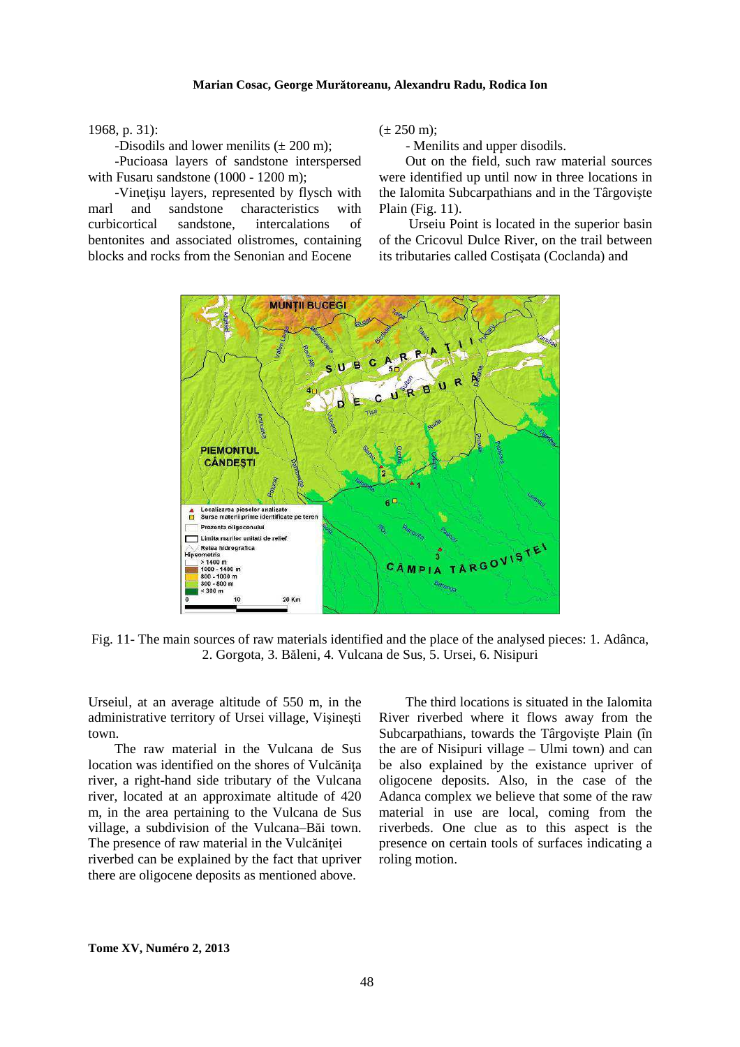1968, p. 31):

-Disodils and lower menilits (± 200 m);

-Pucioasa layers of sandstone interspersed with Fusaru sandstone (1000 - 1200 m);

-Vineţişu layers, represented by flysch with marl and sandstone characteristics with curbicortical sandstone, intercalations of bentonites and associated olistromes, containing blocks and rocks from the Senonian and Eocene (± 250 m);

- Menilits and upper disodils.

Out on the field, such raw material sources were identified up until now in three locations in the Ialomita Subcarpathians and in the Târgovişte Plain (Fig. 11).

Urseiu Point is located in the superior basin of the Cricovul Dulce River, on the trail between its tributaries called Costişata (Coclanda) and

Fig. 11- The main sources of raw materials identified and the place of the analysed pieces: 1. Adânca, 2. Gorgota, 3. Băleni, 4. Vulcana de Sus, 5. Ursei, 6. Nisipuri

Urseiul, at an average altitude of 550 m, in the administrative territory of Ursei village, Vişineşti town.

The raw material in the Vulcana de Sus location was identified on the shores of Vulcăniţa river, a right-hand side tributary of the Vulcana river, located at an approximate altitude of 420 m, in the area pertaining to the Vulcana de Sus village, a subdivision of the Vulcana–Băi town. The presence of raw material in the Vulcăniţei riverbed can be explained by the fact that upriver there are oligocene deposits as mentioned above.

The third locations is situated in the Ialomita River riverbed where it flows away from the Subcarpathians, towards the Târgovişte Plain (în the are of Nisipuri village – Ulmi town) and can be also explained by the existance upriver of oligocene deposits. Also, in the case of the Adanca complex we believe that some of the raw material in use are local, coming from the riverbeds. One clue as to this aspect is the presence on certain tools of surfaces indicating a roling motion.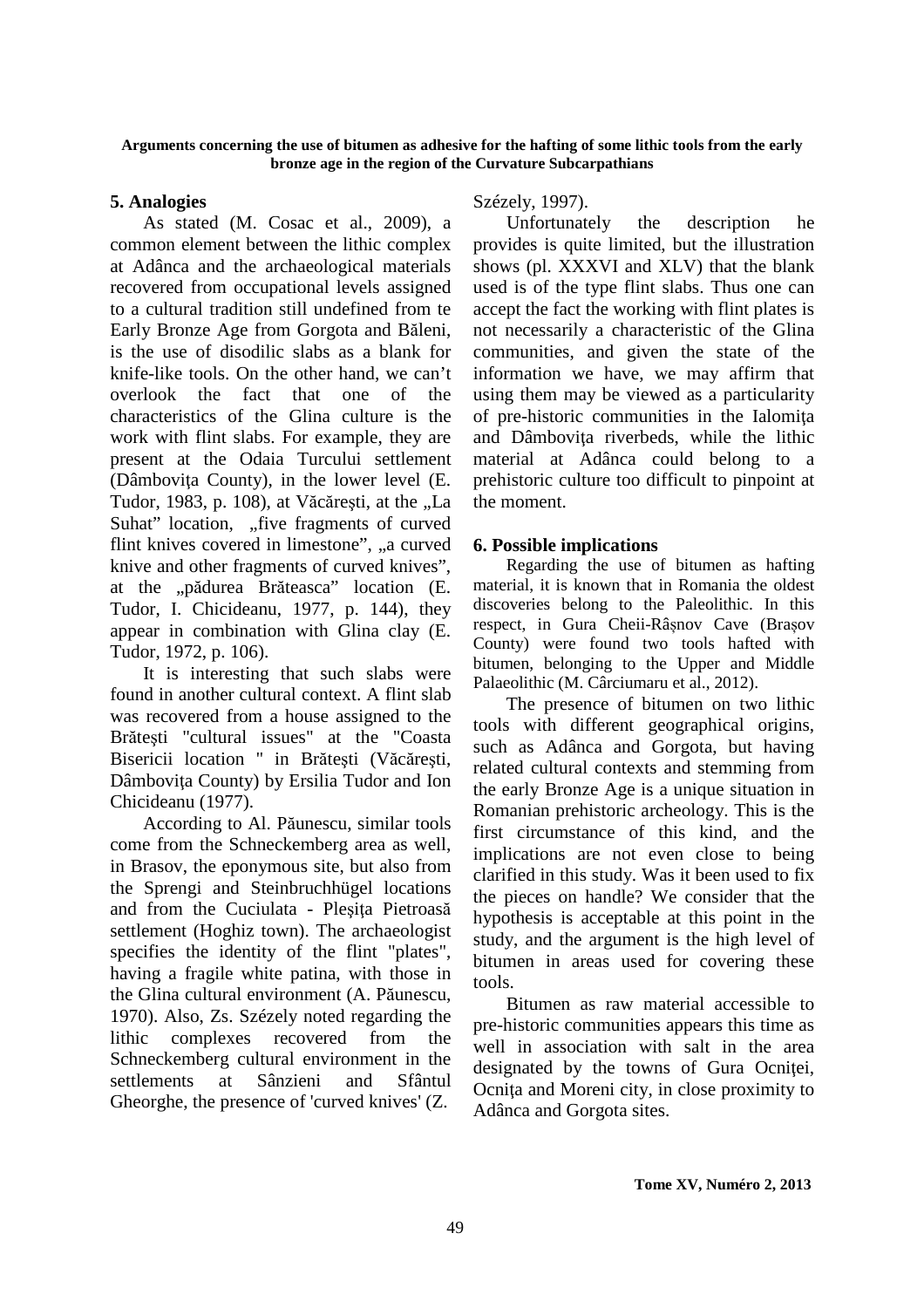## 5. Analogies

As stated (M. Cosac et al., 2009), a common element between the lithic complex at Adânca and the archaeological materials recovered from occupational levels assigned to a cultural tradition still undefined from te Early Bronze Age from Gorgota and Băleni, is the use of disodilic slabs as a blank for knife-like tools. On the other hand, we can't overlook the fact that one of the characteristics of the Glina culture is the work with flint slabs. For example, they are present at the Odaia Turcului settlement (Dâmboviţa County), in the lower level (E. Tudor, 1983, p. 108), at Văcăreşti, at the „La Suhat" location, „five fragments of curved flint knives covered in limestone", „a curved knive and other fragments of curved knives", at the „pădurea Brăteasca" location (E. Tudor, I. Chicideanu, 1977, p. 144), they appear in combination with Glina clay (E. Tudor, 1972, p. 106).

It is interesting that such slabs were found in another cultural context. A flint slab was recovered from a house assigned to the Brăteşti "cultural issues" at the "Coasta Bisericii location " in Brăteşti (Văcăreşti, Dâmboviţa County) by Ersilia Tudor and Ion Chicideanu (1977).

According to Al. Păunescu, similar tools come from the Schneckemberg area as well, in Brasov, the eponymous site, but also from the Sprengi and Steinbruchhügel locations and from the Cuciulata - Pleşiţa Pietroasă settlement (Hoghiz town). The archaeologist specifies the identity of the flint "plates", having a fragile white patina, with those in the Glina cultural environment (A. Păunescu, 1970). Also, Zs. Szézely noted regarding the lithic complexes recovered from the Schneckemberg cultural environment in the settlements at Sânzieni and Sfântul Gheorghe, the presence of 'curved knives' (Z. Szézely, 1997).

Unfortunately the description he provides is quite limited, but the illustration shows (pl. XXXVI and XLV) that the blank used is of the type flint slabs. Thus one can accept the fact the working with flint plates is not necessarily a characteristic of the Glina communities, and given the state of the information we have, we may affirm that using them may be viewed as a particularity of pre-historic communities in the Ialomiţa and Dâmboviţa riverbeds, while the lithic material at Adânca could belong to a prehistoric culture too difficult to pinpoint at the moment.

## 6. Possible implications

Regarding the use of bitumen as hafting material, it is known that in Romania the oldest discoveries belong to the Paleolithic. In this respect, in Gura Cheii-Râșnov Cave (Brașov County) were found two tools hafted with bitumen, belonging to the Upper and Middle Palaeolithic (M. Cârciumaru et al., 2012).

The presence of bitumen on two lithic tools with different geographical origins, such as Adânca and Gorgota, but having related cultural contexts and stemming from the early Bronze Age is a unique situation in Romanian prehistoric archeology. This is the first circumstance of this kind, and the implications are not even close to being clarified in this study. Was it been used to fix the pieces on handle? We consider that the hypothesis is acceptable at this point in the study, and the argument is the high level of bitumen in areas used for covering these tools.

Bitumen as raw material accessible to pre-historic communities appears this time as well in association with salt in the area designated by the towns of Gura Ocniţei, Ocniţa and Moreni city, in close proximity to Adânca and Gorgota sites.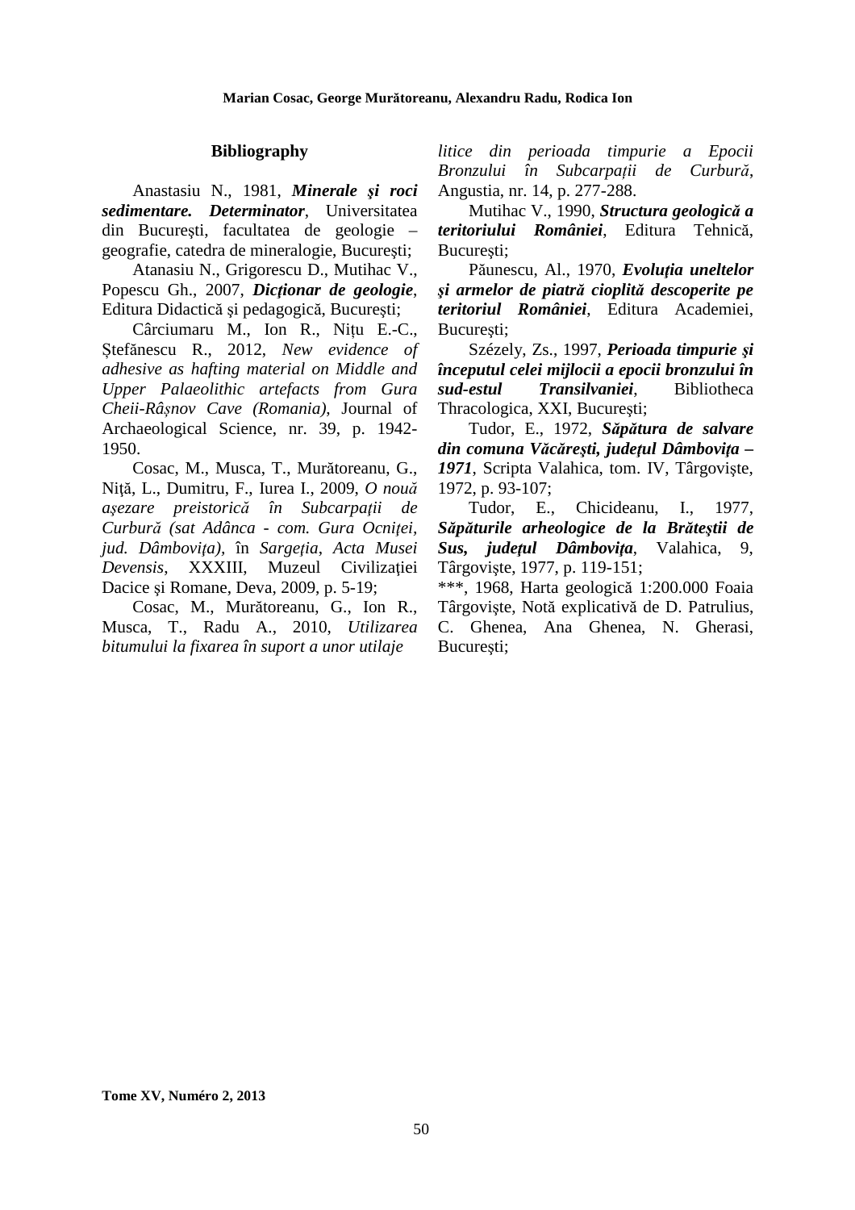## Bibliography

Anastasiu N., 1981, ***Minerale şi roci sedimentare. Determinator***, Universitatea din Bucureşti, facultatea de geologie – geografie, catedra de mineralogie, Bucureşti;

Atanasiu N., Grigorescu D., Mutihac V., Popescu Gh., 2007, ***Dicţionar de geologie***, Editura Didactică şi pedagogică, Bucureşti;

Cârciumaru M., Ion R., Nițu E.-C., Ștefănescu R., 2012, *New evidence of adhesive as hafting material on Middle and Upper Palaeolithic artefacts from Gura Cheii-Râșnov Cave (Romania)*, Journal of Archaeological Science, nr. 39, p. 1942-1950.

Cosac, M., Musca, T., Murătoreanu, G., Niţă, L., Dumitru, F., Iurea I., 2009, *O nouă aşezare preistorică în Subcarpaţii de Curbură (sat Adânca - com. Gura Ocniţei, jud. Dâmboviţa)*, în *Sargeţia*, *Acta Musei Devensis*, XXXIII, Muzeul Civilizaţiei Dacice şi Romane, Deva, 2009, p. 5-19;

Cosac, M., Murătoreanu, G., Ion R., Musca, T., Radu A., 2010, *Utilizarea bitumului la fixarea în suport a unor utilaje litice din perioada timpurie a Epocii Bronzului în Subcarpații de Curbură*, Angustia, nr. 14, p. 277-288.

Mutihac V., 1990, ***Structura geologică a teritoriului României***, Editura Tehnică, Bucureşti;

Păunescu, Al., 1970, ***Evoluţia uneltelor şi armelor de piatră cioplită descoperite pe teritoriul României***, Editura Academiei, Bucureşti;

Szézely, Zs., 1997, ***Perioada timpurie şi începutul celei mijlocii a epocii bronzului în sud-estul Transilvaniei***, Bibliotheca Thracologica, XXI, Bucureşti;

Tudor, E., 1972, ***Săpătura de salvare din comuna Văcăreşti, judeţul Dâmboviţa – 1971***, Scripta Valahica, tom. IV, Târgovişte, 1972, p. 93-107;

Tudor, E., Chicideanu, I., 1977, ***Săpăturile arheologice de la Brăteştii de Sus, judeţul Dâmboviţa***, Valahica, 9, Târgovişte, 1977, p. 119-151;

***, 1968, Harta geologică 1:200.000 Foaia Târgovişte, Notă explicativă de D. Patrulius, C. Ghenea, Ana Ghenea, N. Gherasi, Bucureşti;